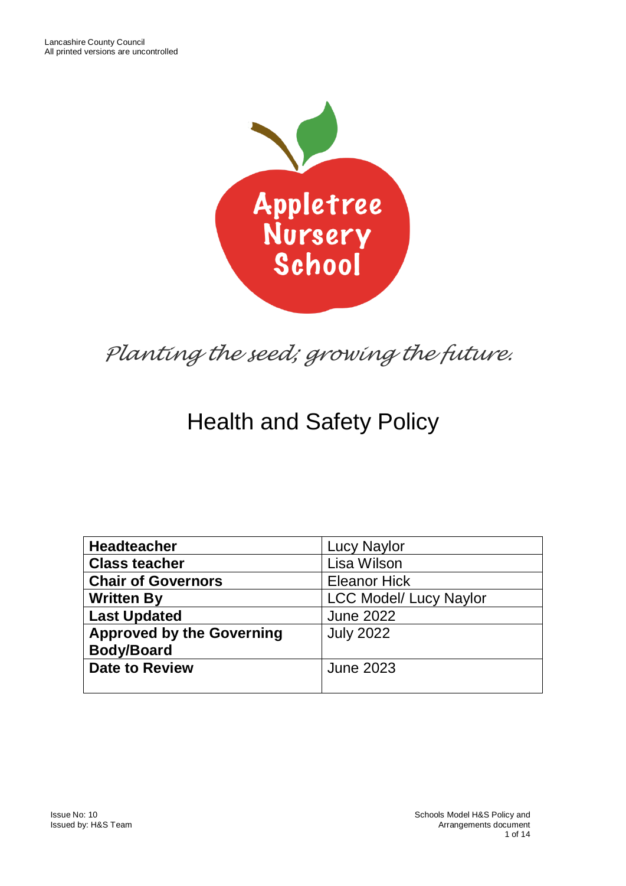Appletree Nursery School

*Planting the seed; growing the future.*

# Health and Safety Policy

| | |
|---|---|
| **Headteacher** | Lucy Naylor |
| **Class teacher** | Lisa Wilson |
| **Chair of Governors** | Eleanor Hick |
| **Written By** | LCC Model/ Lucy Naylor |
| **Last Updated** | June 2022 |
| **Approved by the Governing Body/Board** | July 2022 |
| **Date to Review** | June 2023 |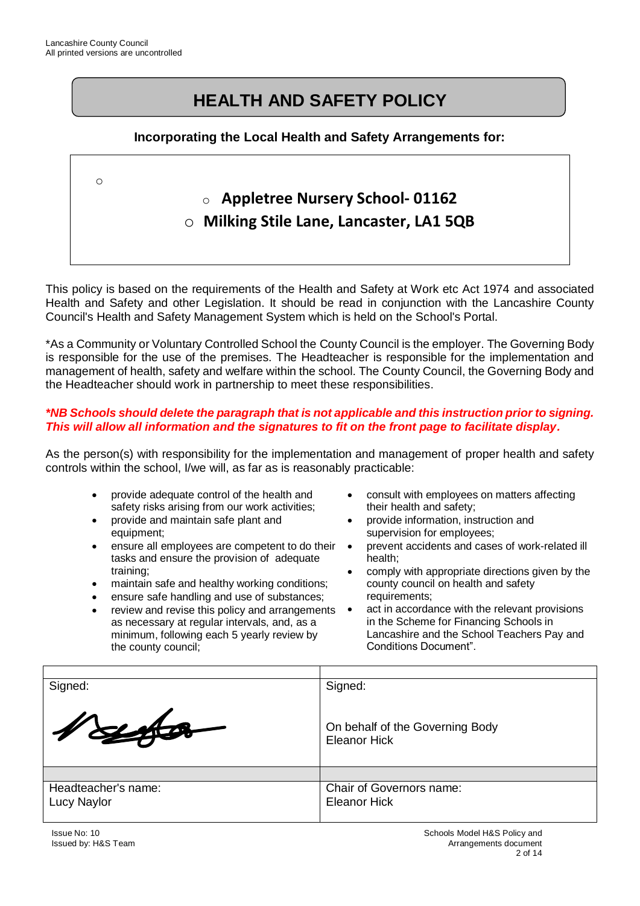# HEALTH AND SAFETY POLICY

**Incorporating the Local Health and Safety Arrangements for:**

- **Appletree Nursery School- 01162**
- **Milking Stile Lane, Lancaster, LA1 5QB**

This policy is based on the requirements of the Health and Safety at Work etc Act 1974 and associated Health and Safety and other Legislation. It should be read in conjunction with the Lancashire County Council's Health and Safety Management System which is held on the School's Portal.

*As a Community or Voluntary Controlled School the County Council is the employer. The Governing Body is responsible for the use of the premises. The Headteacher is responsible for the implementation and management of health, safety and welfare within the school. The County Council, the Governing Body and the Headteacher should work in partnership to meet these responsibilities.

***NB Schools should delete the paragraph that is not applicable and this instruction prior to signing. This will allow all information and the signatures to fit on the front page to facilitate display.***

As the person(s) with responsibility for the implementation and management of proper health and safety controls within the school, I/we will, as far as is reasonably practicable:

- provide adequate control of the health and safety risks arising from our work activities;
- provide and maintain safe plant and equipment;
- ensure all employees are competent to do their tasks and ensure the provision of adequate training;
- maintain safe and healthy working conditions;
- ensure safe handling and use of substances;
- review and revise this policy and arrangements as necessary at regular intervals, and, as a minimum, following each 5 yearly review by the county council;
- consult with employees on matters affecting their health and safety;
- provide information, instruction and supervision for employees;
- prevent accidents and cases of work-related ill health;
- comply with appropriate directions given by the county council on health and safety requirements;
- act in accordance with the relevant provisions in the Scheme for Financing Schools in Lancashire and the School Teachers Pay and Conditions Document".

| Signed: | Signed: |
| --- | --- |
| [signature] | On behalf of the Governing Body<br>Eleanor Hick |
| Headteacher's name:<br>Lucy Naylor | Chair of Governors name:<br>Eleanor Hick |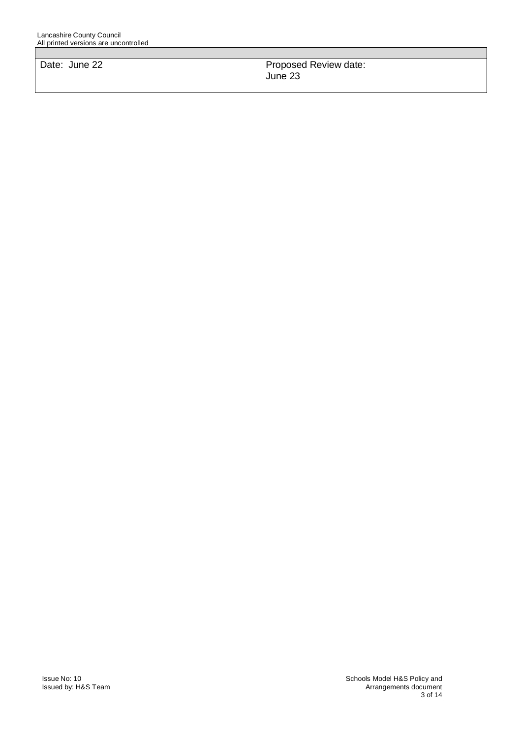| | |
|---|---|
| Date: June 22 | Proposed Review date: June 23 |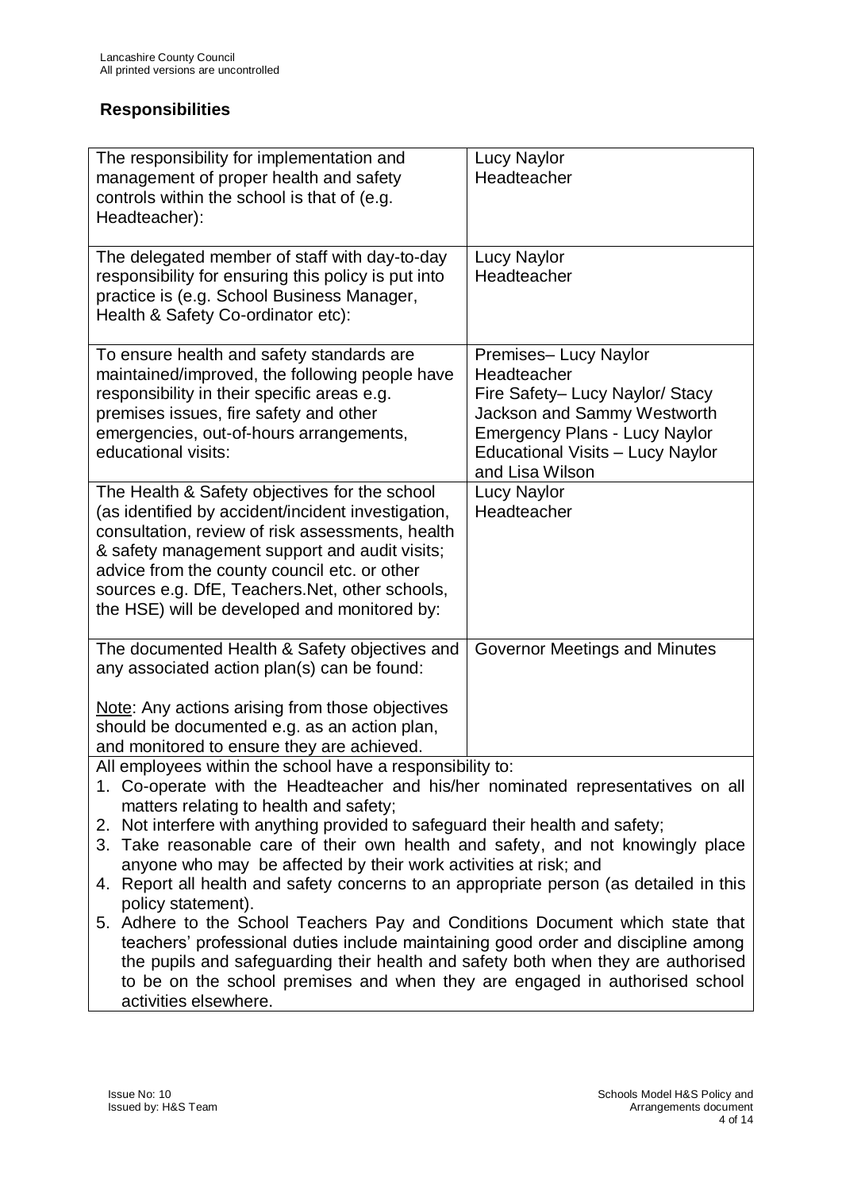## Responsibilities

| The responsibility for implementation and management of proper health and safety controls within the school is that of (e.g. Headteacher): | Lucy Naylor<br>Headteacher |
|---|---|
| The delegated member of staff with day-to-day responsibility for ensuring this policy is put into practice is (e.g. School Business Manager, Health & Safety Co-ordinator etc): | Lucy Naylor<br>Headteacher |
| To ensure health and safety standards are maintained/improved, the following people have responsibility in their specific areas e.g. premises issues, fire safety and other emergencies, out-of-hours arrangements, educational visits: | Premises– Lucy Naylor<br>Headteacher<br>Fire Safety– Lucy Naylor/ Stacy Jackson and Sammy Westworth<br>Emergency Plans - Lucy Naylor<br>Educational Visits – Lucy Naylor and Lisa Wilson |
| The Health & Safety objectives for the school (as identified by accident/incident investigation, consultation, review of risk assessments, health & safety management support and audit visits; advice from the county council etc. or other sources e.g. DfE, Teachers.Net, other schools, the HSE) will be developed and monitored by: | Lucy Naylor<br>Headteacher |
| The documented Health & Safety objectives and any associated action plan(s) can be found:<br><br>Note: Any actions arising from those objectives should be documented e.g. as an action plan, and monitored to ensure they are achieved. | Governor Meetings and Minutes |

All employees within the school have a responsibility to:

1. Co-operate with the Headteacher and his/her nominated representatives on all matters relating to health and safety;
2. Not interfere with anything provided to safeguard their health and safety;
3. Take reasonable care of their own health and safety, and not knowingly place anyone who may be affected by their work activities at risk; and
4. Report all health and safety concerns to an appropriate person (as detailed in this policy statement).
5. Adhere to the School Teachers Pay and Conditions Document which state that teachers' professional duties include maintaining good order and discipline among the pupils and safeguarding their health and safety both when they are authorised to be on the school premises and when they are engaged in authorised school activities elsewhere.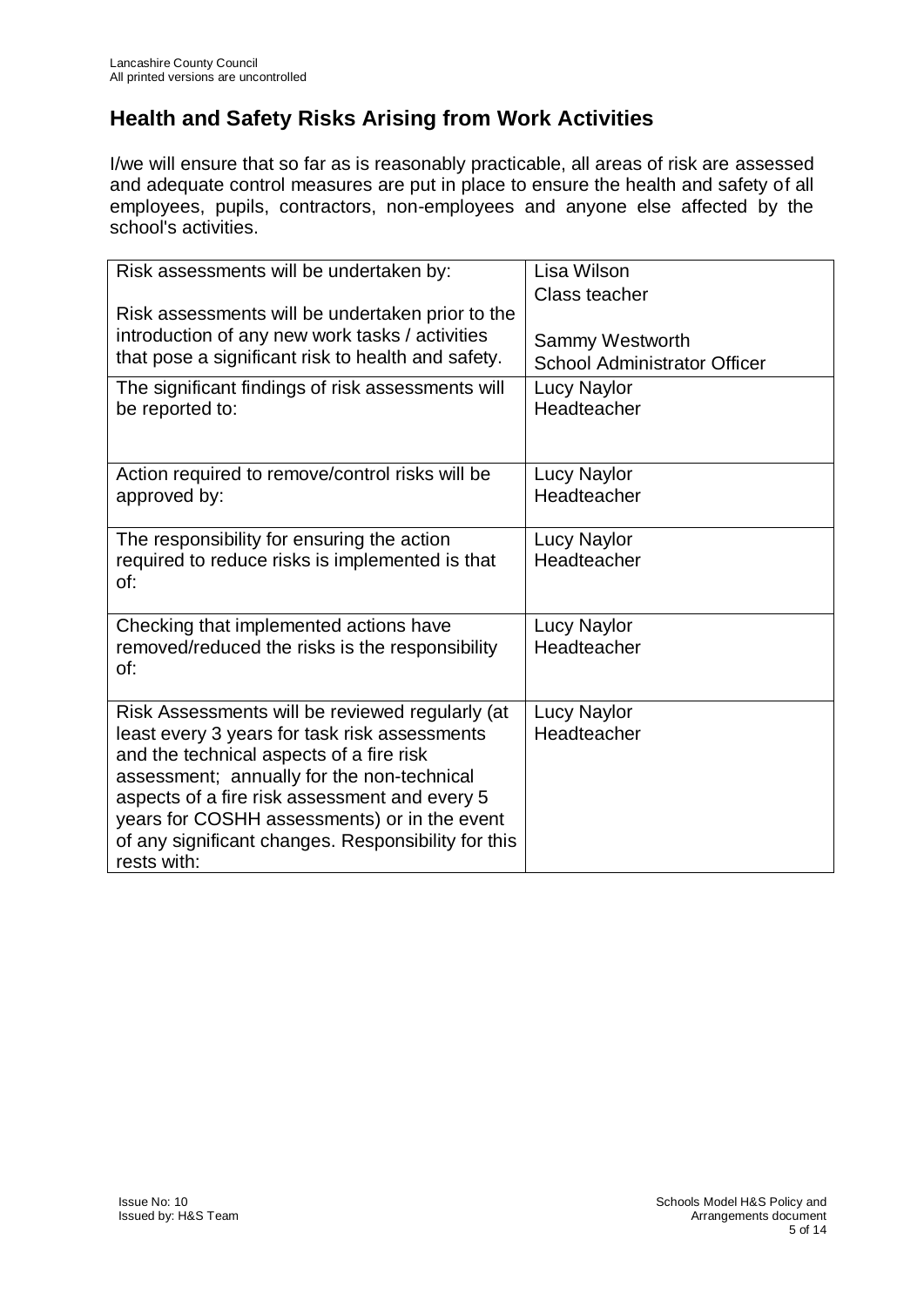## Health and Safety Risks Arising from Work Activities

I/we will ensure that so far as is reasonably practicable, all areas of risk are assessed and adequate control measures are put in place to ensure the health and safety of all employees, pupils, contractors, non-employees and anyone else affected by the school's activities.

| | |
|---|---|
| Risk assessments will be undertaken by:<br><br>Risk assessments will be undertaken prior to the introduction of any new work tasks / activities that pose a significant risk to health and safety. | Lisa Wilson<br>Class teacher<br><br>Sammy Westworth<br>School Administrator Officer |
| The significant findings of risk assessments will be reported to: | Lucy Naylor<br>Headteacher |
| Action required to remove/control risks will be approved by: | Lucy Naylor<br>Headteacher |
| The responsibility for ensuring the action required to reduce risks is implemented is that of: | Lucy Naylor<br>Headteacher |
| Checking that implemented actions have removed/reduced the risks is the responsibility of: | Lucy Naylor<br>Headteacher |
| Risk Assessments will be reviewed regularly (at least every 3 years for task risk assessments and the technical aspects of a fire risk assessment; annually for the non-technical aspects of a fire risk assessment and every 5 years for COSHH assessments) or in the event of any significant changes. Responsibility for this rests with: | Lucy Naylor<br>Headteacher |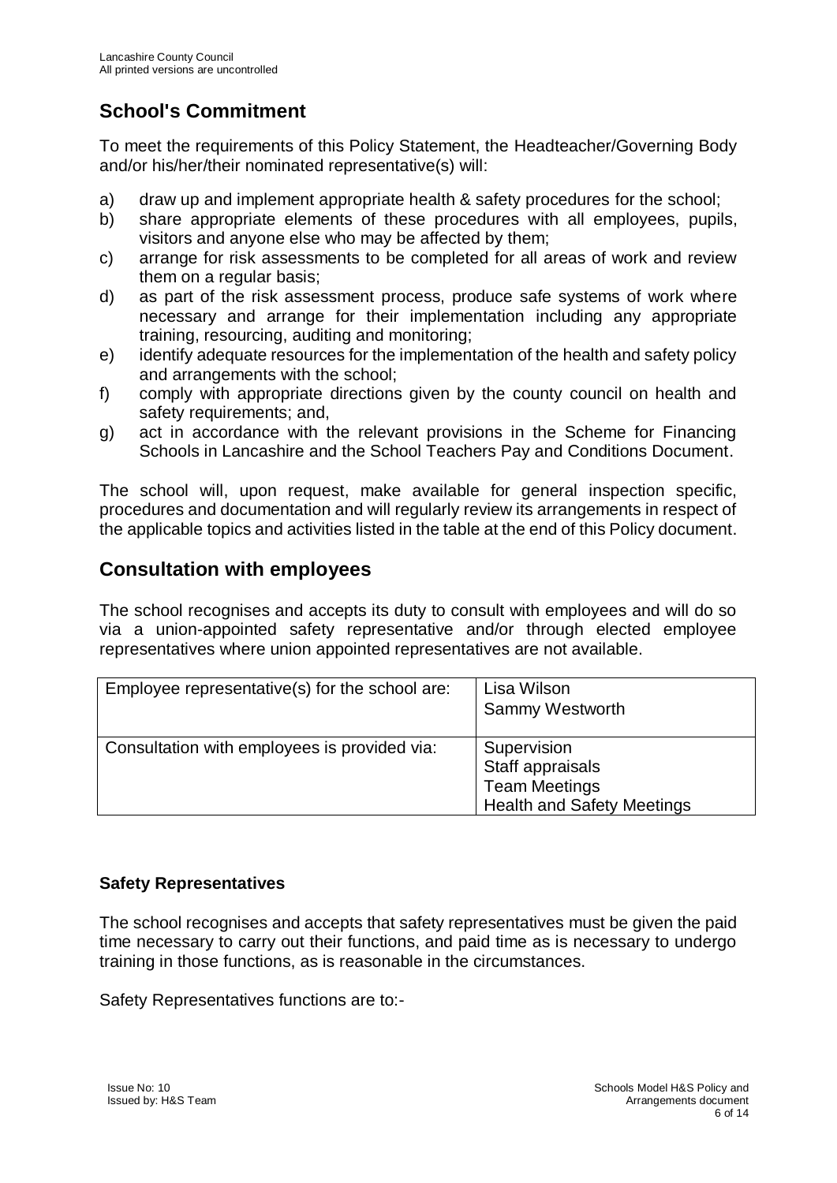## School's Commitment

To meet the requirements of this Policy Statement, the Headteacher/Governing Body and/or his/her/their nominated representative(s) will:

a) draw up and implement appropriate health & safety procedures for the school;
b) share appropriate elements of these procedures with all employees, pupils, visitors and anyone else who may be affected by them;
c) arrange for risk assessments to be completed for all areas of work and review them on a regular basis;
d) as part of the risk assessment process, produce safe systems of work where necessary and arrange for their implementation including any appropriate training, resourcing, auditing and monitoring;
e) identify adequate resources for the implementation of the health and safety policy and arrangements with the school;
f) comply with appropriate directions given by the county council on health and safety requirements; and,
g) act in accordance with the relevant provisions in the Scheme for Financing Schools in Lancashire and the School Teachers Pay and Conditions Document.

The school will, upon request, make available for general inspection specific, procedures and documentation and will regularly review its arrangements in respect of the applicable topics and activities listed in the table at the end of this Policy document.

## Consultation with employees

The school recognises and accepts its duty to consult with employees and will do so via a union-appointed safety representative and/or through elected employee representatives where union appointed representatives are not available.

| | |
|---|---|
| Employee representative(s) for the school are: | Lisa Wilson<br>Sammy Westworth |
| Consultation with employees is provided via: | Supervision<br>Staff appraisals<br>Team Meetings<br>Health and Safety Meetings |

### Safety Representatives

The school recognises and accepts that safety representatives must be given the paid time necessary to carry out their functions, and paid time as is necessary to undergo training in those functions, as is reasonable in the circumstances.

Safety Representatives functions are to:-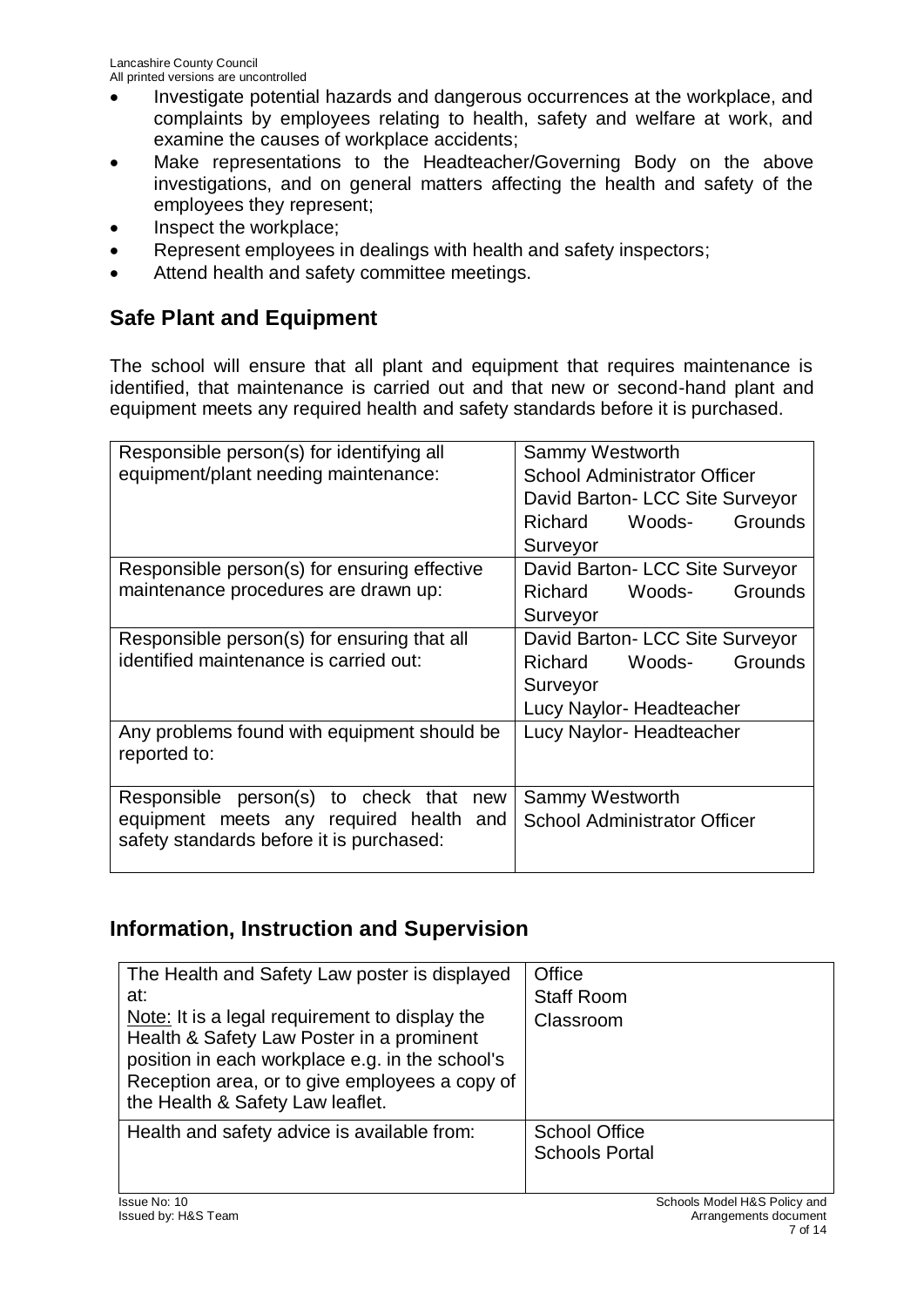- Investigate potential hazards and dangerous occurrences at the workplace, and complaints by employees relating to health, safety and welfare at work, and examine the causes of workplace accidents;
- Make representations to the Headteacher/Governing Body on the above investigations, and on general matters affecting the health and safety of the employees they represent;
- Inspect the workplace;
- Represent employees in dealings with health and safety inspectors;
- Attend health and safety committee meetings.

## Safe Plant and Equipment

The school will ensure that all plant and equipment that requires maintenance is identified, that maintenance is carried out and that new or second-hand plant and equipment meets any required health and safety standards before it is purchased.

| | |
|---|---|
| Responsible person(s) for identifying all equipment/plant needing maintenance: | Sammy Westworth<br>School Administrator Officer<br>David Barton- LCC Site Surveyor<br>Richard Woods- Grounds Surveyor |
| Responsible person(s) for ensuring effective maintenance procedures are drawn up: | David Barton- LCC Site Surveyor<br>Richard Woods- Grounds Surveyor |
| Responsible person(s) for ensuring that all identified maintenance is carried out: | David Barton- LCC Site Surveyor<br>Richard Woods- Grounds Surveyor<br>Lucy Naylor- Headteacher |
| Any problems found with equipment should be reported to: | Lucy Naylor- Headteacher |
| Responsible person(s) to check that new equipment meets any required health and safety standards before it is purchased: | Sammy Westworth<br>School Administrator Officer |

## Information, Instruction and Supervision

| | |
|---|---|
| The Health and Safety Law poster is displayed at:<br>Note: It is a legal requirement to display the Health & Safety Law Poster in a prominent position in each workplace e.g. in the school's Reception area, or to give employees a copy of the Health & Safety Law leaflet. | Office<br>Staff Room<br>Classroom |
| Health and safety advice is available from: | School Office<br>Schools Portal |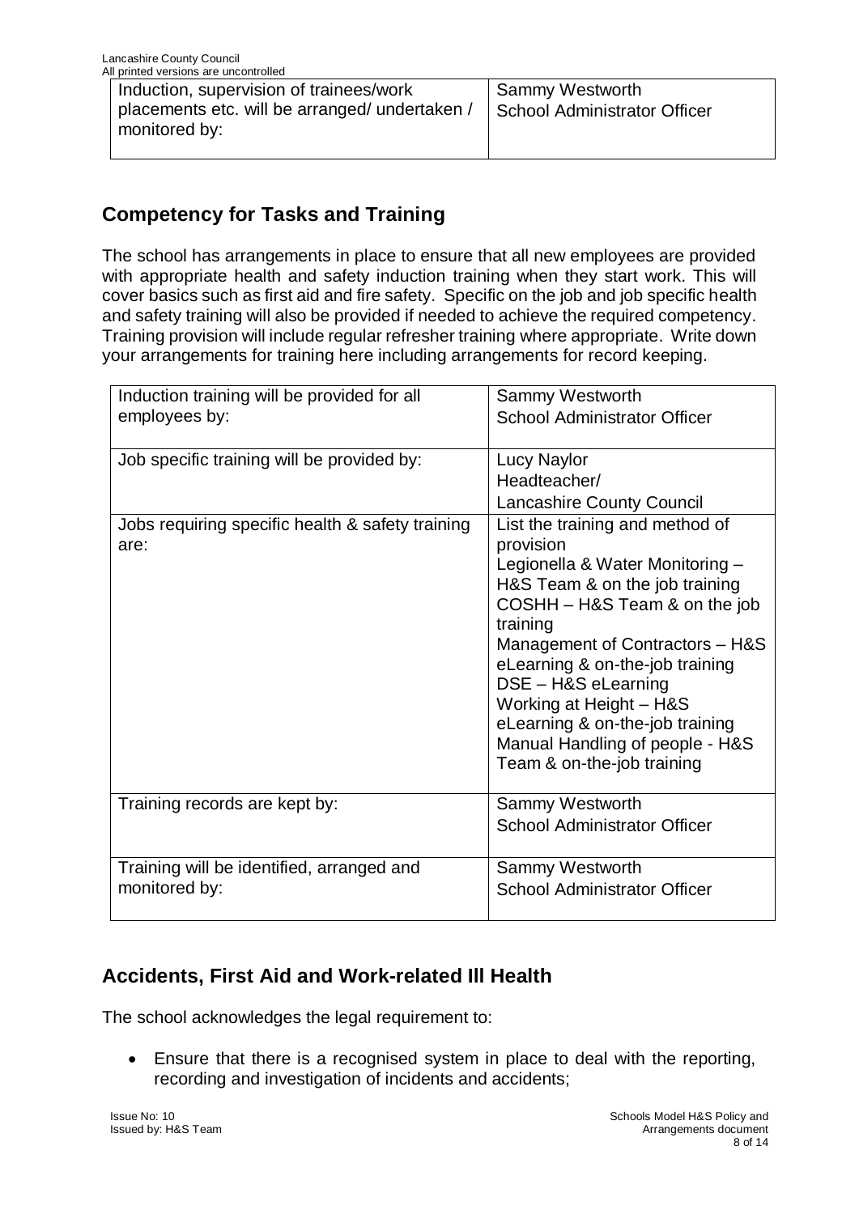| Induction, supervision of trainees/work placements etc. will be arranged/ undertaken / monitored by: | Sammy Westworth<br>School Administrator Officer |
|---|---|

## Competency for Tasks and Training

The school has arrangements in place to ensure that all new employees are provided with appropriate health and safety induction training when they start work. This will cover basics such as first aid and fire safety. Specific on the job and job specific health and safety training will also be provided if needed to achieve the required competency. Training provision will include regular refresher training where appropriate. Write down your arrangements for training here including arrangements for record keeping.

| Induction training will be provided for all employees by: | Sammy Westworth<br>School Administrator Officer |
|---|---|
| Job specific training will be provided by: | Lucy Naylor<br>Headteacher/<br>Lancashire County Council |
| Jobs requiring specific health & safety training are: | List the training and method of provision<br>Legionella & Water Monitoring – H&S Team & on the job training<br>COSHH – H&S Team & on the job training<br>Management of Contractors – H&S eLearning & on-the-job training<br>DSE – H&S eLearning<br>Working at Height – H&S eLearning & on-the-job training<br>Manual Handling of people - H&S Team & on-the-job training |
| Training records are kept by: | Sammy Westworth<br>School Administrator Officer |
| Training will be identified, arranged and monitored by: | Sammy Westworth<br>School Administrator Officer |

## Accidents, First Aid and Work-related Ill Health

The school acknowledges the legal requirement to:

- Ensure that there is a recognised system in place to deal with the reporting, recording and investigation of incidents and accidents;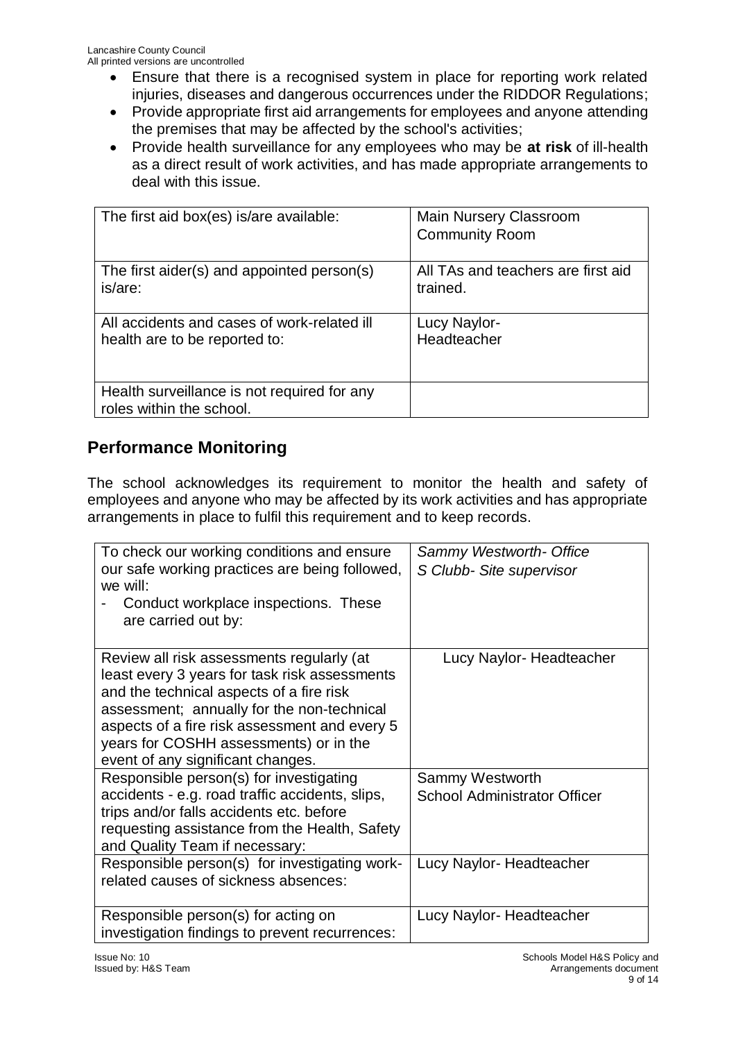- Ensure that there is a recognised system in place for reporting work related injuries, diseases and dangerous occurrences under the RIDDOR Regulations;
- Provide appropriate first aid arrangements for employees and anyone attending the premises that may be affected by the school's activities;
- Provide health surveillance for any employees who may be **at risk** of ill-health as a direct result of work activities, and has made appropriate arrangements to deal with this issue.

| | |
|---|---|
| The first aid box(es) is/are available: | Main Nursery Classroom<br>Community Room |
| The first aider(s) and appointed person(s) is/are: | All TAs and teachers are first aid trained. |
| All accidents and cases of work-related ill health are to be reported to: | Lucy Naylor-<br>Headteacher |
| Health surveillance is not required for any roles within the school. | |

## Performance Monitoring

The school acknowledges its requirement to monitor the health and safety of employees and anyone who may be affected by its work activities and has appropriate arrangements in place to fulfil this requirement and to keep records.

| | |
|---|---|
| To check our working conditions and ensure our safe working practices are being followed, we will:<br>- Conduct workplace inspections. These are carried out by: | *Sammy Westworth- Office*<br>*S Clubb- Site supervisor* |
| Review all risk assessments regularly (at least every 3 years for task risk assessments and the technical aspects of a fire risk assessment; annually for the non-technical aspects of a fire risk assessment and every 5 years for COSHH assessments) or in the event of any significant changes. | Lucy Naylor- Headteacher |
| Responsible person(s) for investigating accidents - e.g. road traffic accidents, slips, trips and/or falls accidents etc. before requesting assistance from the Health, Safety and Quality Team if necessary: | Sammy Westworth<br>School Administrator Officer |
| Responsible person(s) for investigating work-related causes of sickness absences: | Lucy Naylor- Headteacher |
| Responsible person(s) for acting on investigation findings to prevent recurrences: | Lucy Naylor- Headteacher |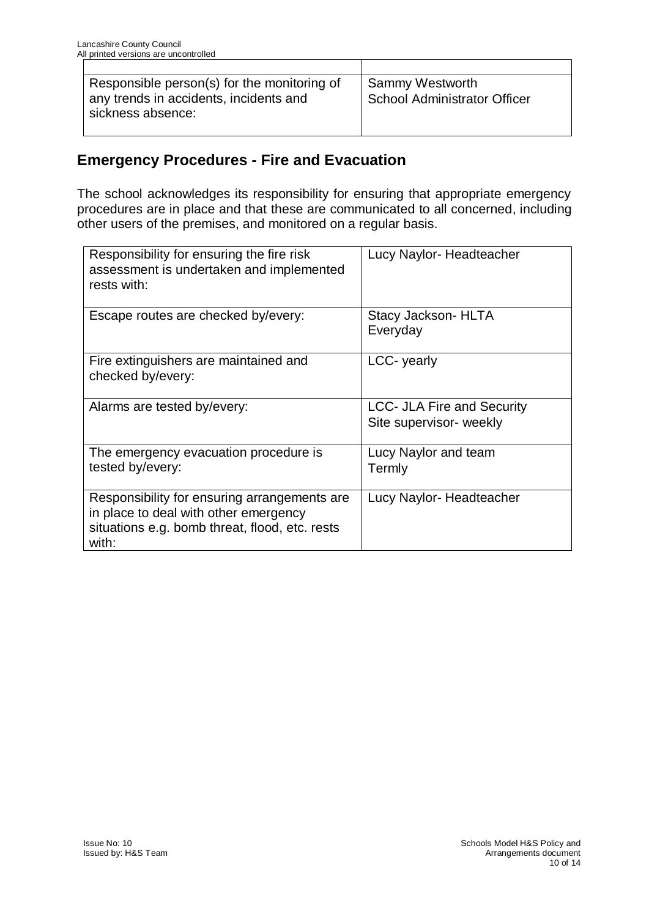| | |
|---|---|
| Responsible person(s) for the monitoring of any trends in accidents, incidents and sickness absence: | Sammy Westworth<br>School Administrator Officer |

## Emergency Procedures - Fire and Evacuation

The school acknowledges its responsibility for ensuring that appropriate emergency procedures are in place and that these are communicated to all concerned, including other users of the premises, and monitored on a regular basis.

| | |
|---|---|
| Responsibility for ensuring the fire risk assessment is undertaken and implemented rests with: | Lucy Naylor- Headteacher |
| Escape routes are checked by/every: | Stacy Jackson- HLTA<br>Everyday |
| Fire extinguishers are maintained and checked by/every: | LCC- yearly |
| Alarms are tested by/every: | LCC- JLA Fire and Security<br>Site supervisor- weekly |
| The emergency evacuation procedure is tested by/every: | Lucy Naylor and team<br>Termly |
| Responsibility for ensuring arrangements are in place to deal with other emergency situations e.g. bomb threat, flood, etc. rests with: | Lucy Naylor- Headteacher |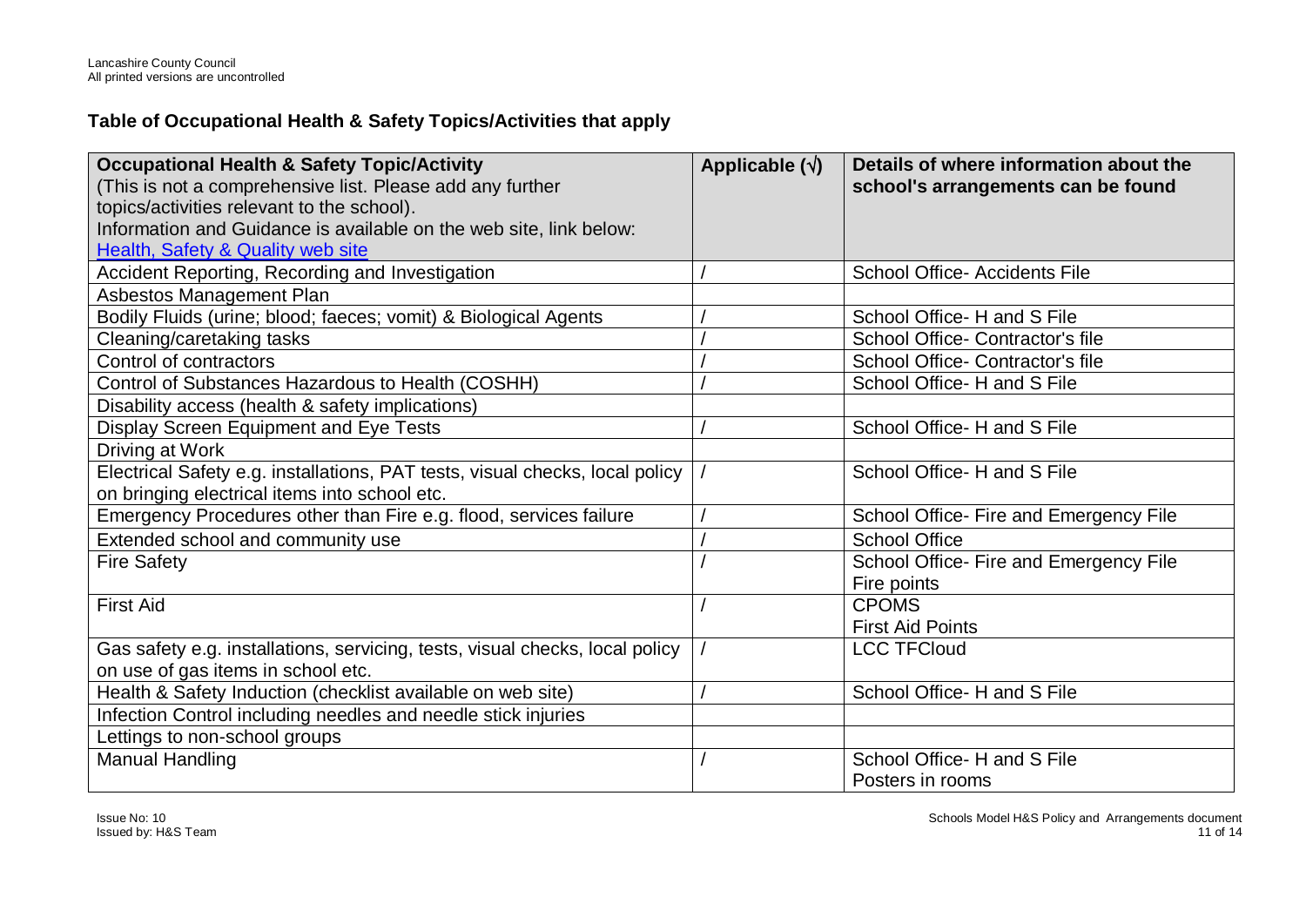## Table of Occupational Health & Safety Topics/Activities that apply

| Occupational Health & Safety Topic/Activity<br>(This is not a comprehensive list. Please add any further topics/activities relevant to the school).<br>Information and Guidance is available on the web site, link below:<br>[Health, Safety & Quality web site]() | Applicable (√) | Details of where information about the school's arrangements can be found |
|---|---|---|
| Accident Reporting, Recording and Investigation | / | School Office- Accidents File |
| Asbestos Management Plan | | |
| Bodily Fluids (urine; blood; faeces; vomit) & Biological Agents | / | School Office- H and S File |
| Cleaning/caretaking tasks | / | School Office- Contractor's file |
| Control of contractors | / | School Office- Contractor's file |
| Control of Substances Hazardous to Health (COSHH) | / | School Office- H and S File |
| Disability access (health & safety implications) | | |
| Display Screen Equipment and Eye Tests | / | School Office- H and S File |
| Driving at Work | | |
| Electrical Safety e.g. installations, PAT tests, visual checks, local policy on bringing electrical items into school etc. | / | School Office- H and S File |
| Emergency Procedures other than Fire e.g. flood, services failure | / | School Office- Fire and Emergency File |
| Extended school and community use | / | School Office |
| Fire Safety | / | School Office- Fire and Emergency File<br>Fire points |
| First Aid | / | CPOMS<br>First Aid Points |
| Gas safety e.g. installations, servicing, tests, visual checks, local policy on use of gas items in school etc. | / | LCC TFCloud |
| Health & Safety Induction (checklist available on web site) | / | School Office- H and S File |
| Infection Control including needles and needle stick injuries | | |
| Lettings to non-school groups | | |
| Manual Handling | / | School Office- H and S File<br>Posters in rooms |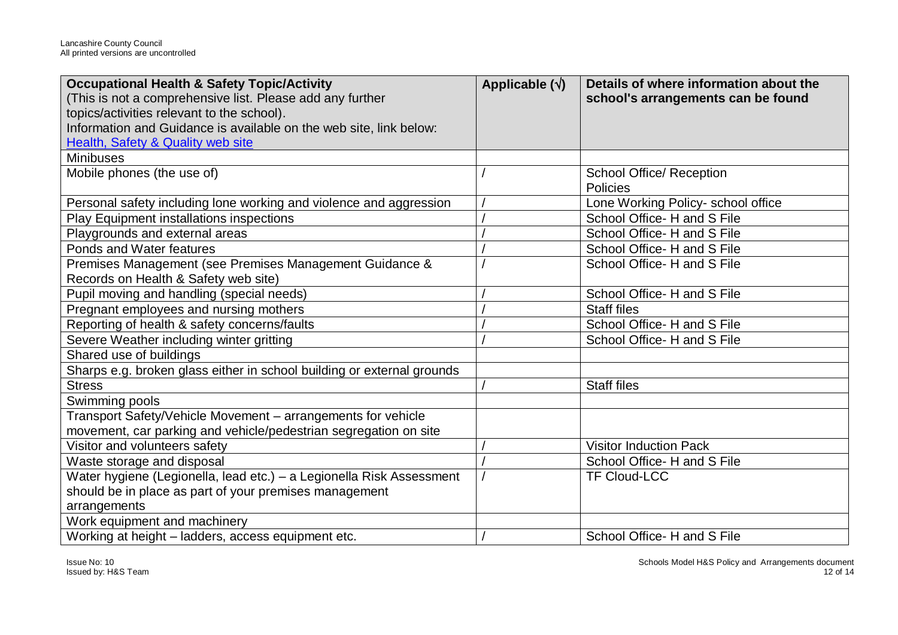| **Occupational Health & Safety Topic/Activity** (This is not a comprehensive list. Please add any further topics/activities relevant to the school). Information and Guidance is available on the web site, link below: [Health, Safety & Quality web site]() | **Applicable (√)** | **Details of where information about the school's arrangements can be found** |
|---|---|---|
| Minibuses | | |
| Mobile phones (the use of) | / | School Office/ Reception Policies |
| Personal safety including lone working and violence and aggression | / | Lone Working Policy- school office |
| Play Equipment installations inspections | / | School Office- H and S File |
| Playgrounds and external areas | / | School Office- H and S File |
| Ponds and Water features | / | School Office- H and S File |
| Premises Management (see Premises Management Guidance & Records on Health & Safety web site) | / | School Office- H and S File |
| Pupil moving and handling (special needs) | / | School Office- H and S File |
| Pregnant employees and nursing mothers | / | Staff files |
| Reporting of health & safety concerns/faults | / | School Office- H and S File |
| Severe Weather including winter gritting | / | School Office- H and S File |
| Shared use of buildings | | |
| Sharps e.g. broken glass either in school building or external grounds | | |
| Stress | / | Staff files |
| Swimming pools | | |
| Transport Safety/Vehicle Movement – arrangements for vehicle movement, car parking and vehicle/pedestrian segregation on site | | |
| Visitor and volunteers safety | / | Visitor Induction Pack |
| Waste storage and disposal | / | School Office- H and S File |
| Water hygiene (Legionella, lead etc.) – a Legionella Risk Assessment should be in place as part of your premises management arrangements | / | TF Cloud-LCC |
| Work equipment and machinery | | |
| Working at height – ladders, access equipment etc. | / | School Office- H and S File |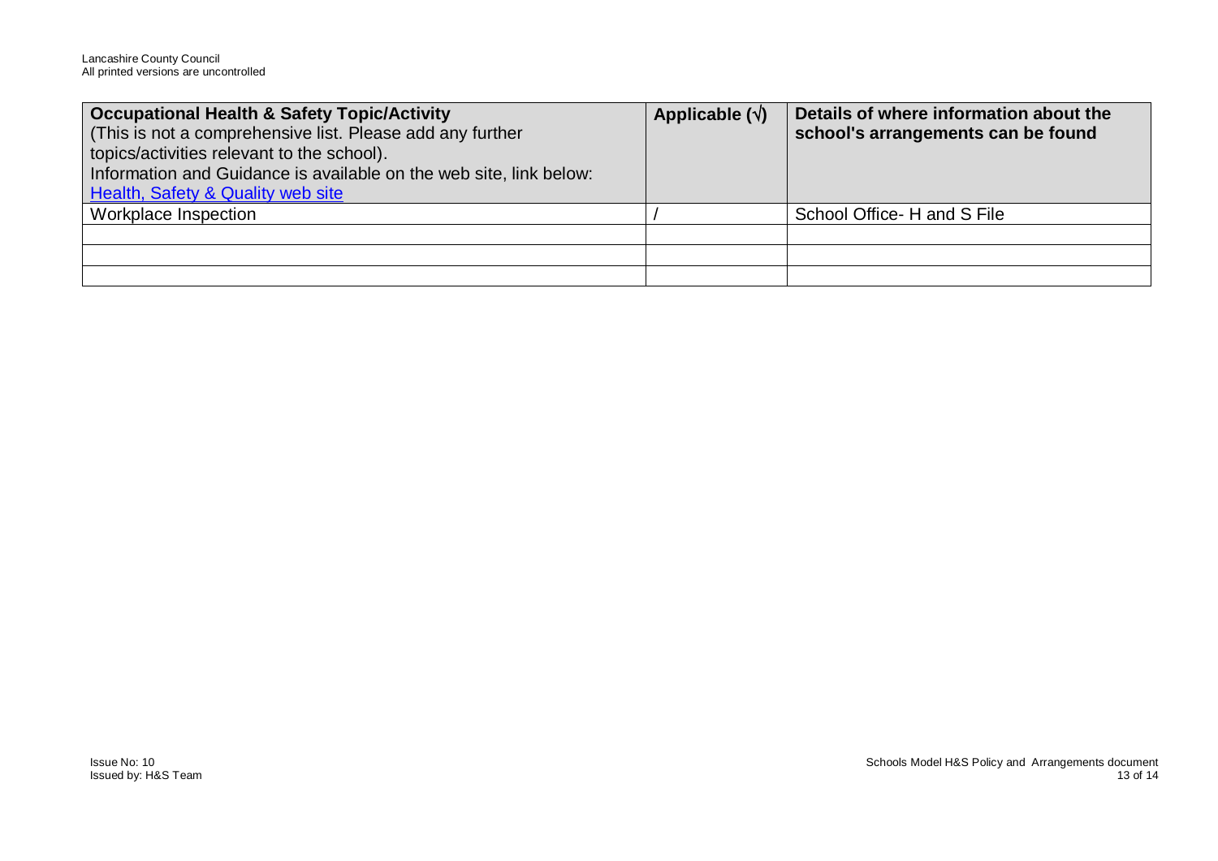| **Occupational Health & Safety Topic/Activity**<br>(This is not a comprehensive list. Please add any further topics/activities relevant to the school).<br>Information and Guidance is available on the web site, link below:<br>[Health, Safety & Quality web site]() | **Applicable (√)** | **Details of where information about the school's arrangements can be found** |
|---|---|---|
| Workplace Inspection | / | School Office- H and S File |
| | | |
| | | |
| | | |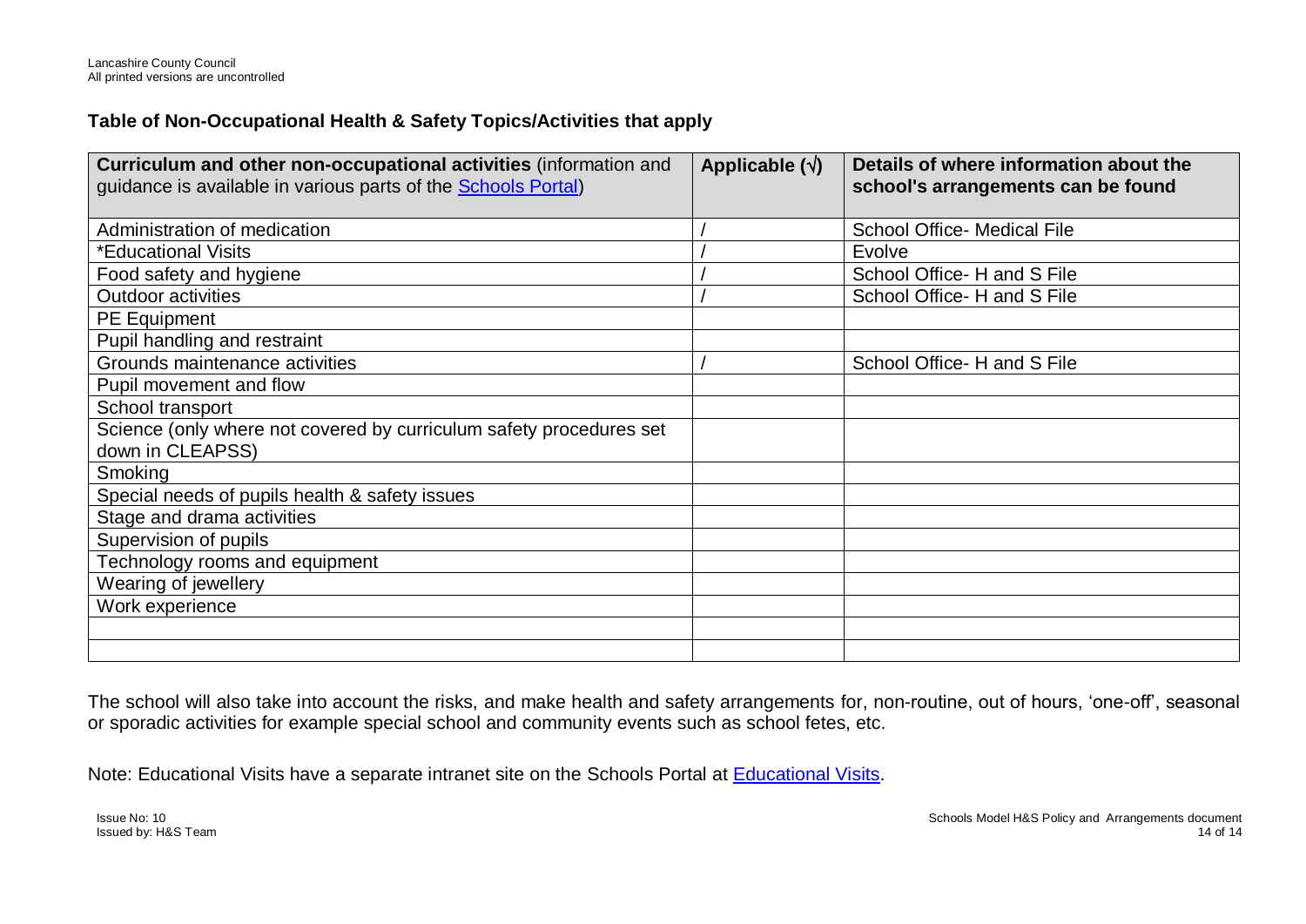## Table of Non-Occupational Health & Safety Topics/Activities that apply

| **Curriculum and other non-occupational activities** (information and guidance is available in various parts of the [Schools Portal]) | **Applicable (√)** | **Details of where information about the school's arrangements can be found** |
|---|---|---|
| Administration of medication | / | School Office- Medical File |
| *Educational Visits | / | Evolve |
| Food safety and hygiene | / | School Office- H and S File |
| Outdoor activities | / | School Office- H and S File |
| PE Equipment | | |
| Pupil handling and restraint | | |
| Grounds maintenance activities | / | School Office- H and S File |
| Pupil movement and flow | | |
| School transport | | |
| Science (only where not covered by curriculum safety procedures set down in CLEAPSS) | | |
| Smoking | | |
| Special needs of pupils health & safety issues | | |
| Stage and drama activities | | |
| Supervision of pupils | | |
| Technology rooms and equipment | | |
| Wearing of jewellery | | |
| Work experience | | |
| | | |
| | | |

The school will also take into account the risks, and make health and safety arrangements for, non-routine, out of hours, 'one-off', seasonal or sporadic activities for example special school and community events such as school fetes, etc.

Note: Educational Visits have a separate intranet site on the Schools Portal at [Educational Visits].